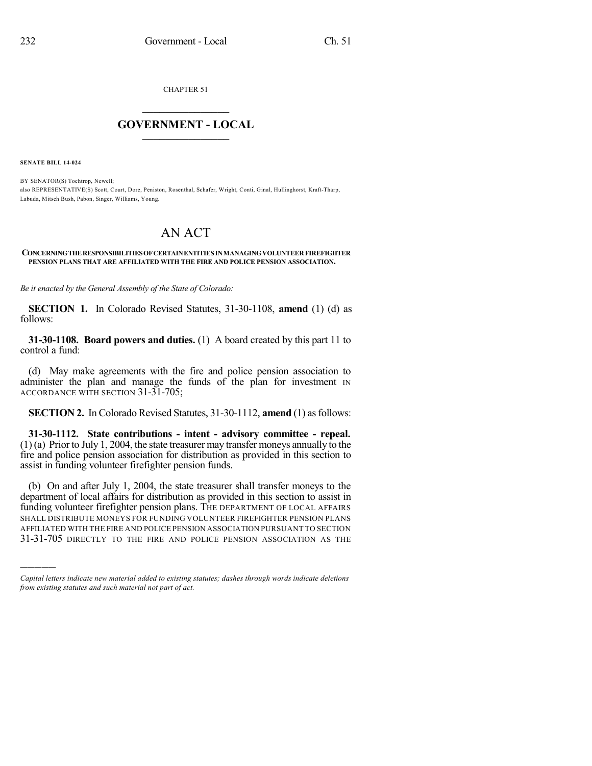CHAPTER 51

## GOVERNMENT - LOCAL

**SENATE BILL 14-024**

BY SENATOR(S) Tochtrop, Newell;
also REPRESENTATIVE(S) Scott, Court, Dore, Peniston, Rosenthal, Schafer, Wright, Conti, Ginal, Hullinghorst, Kraft-Tharp, Labuda, Mitsch Bush, Pabon, Singer, Williams, Young.

# AN ACT

**CONCERNING THE RESPONSIBILITIES OF CERTAIN ENTITIES IN MANAGING VOLUNTEER FIREFIGHTER PENSION PLANS THAT ARE AFFILIATED WITH THE FIRE AND POLICE PENSION ASSOCIATION.**

*Be it enacted by the General Assembly of the State of Colorado:*

**SECTION 1.** In Colorado Revised Statutes, 31-30-1108, **amend** (1) (d) as follows:

**31-30-1108. Board powers and duties.** (1) A board created by this part 11 to control a fund:

(d) May make agreements with the fire and police pension association to administer the plan and manage the funds of the plan for investment IN ACCORDANCE WITH SECTION 31-31-705;

**SECTION 2.** In Colorado Revised Statutes, 31-30-1112, **amend** (1) as follows:

**31-30-1112. State contributions - intent - advisory committee - repeal.** (1) (a) Prior to July 1, 2004, the state treasurer may transfer moneys annually to the fire and police pension association for distribution as provided in this section to assist in funding volunteer firefighter pension funds.

(b) On and after July 1, 2004, the state treasurer shall transfer moneys to the department of local affairs for distribution as provided in this section to assist in funding volunteer firefighter pension plans. THE DEPARTMENT OF LOCAL AFFAIRS SHALL DISTRIBUTE MONEYS FOR FUNDING VOLUNTEER FIREFIGHTER PENSION PLANS AFFILIATED WITH THE FIRE AND POLICE PENSION ASSOCIATION PURSUANT TO SECTION 31-31-705 DIRECTLY TO THE FIRE AND POLICE PENSION ASSOCIATION AS THE

*Capital letters indicate new material added to existing statutes; dashes through words indicate deletions from existing statutes and such material not part of act.*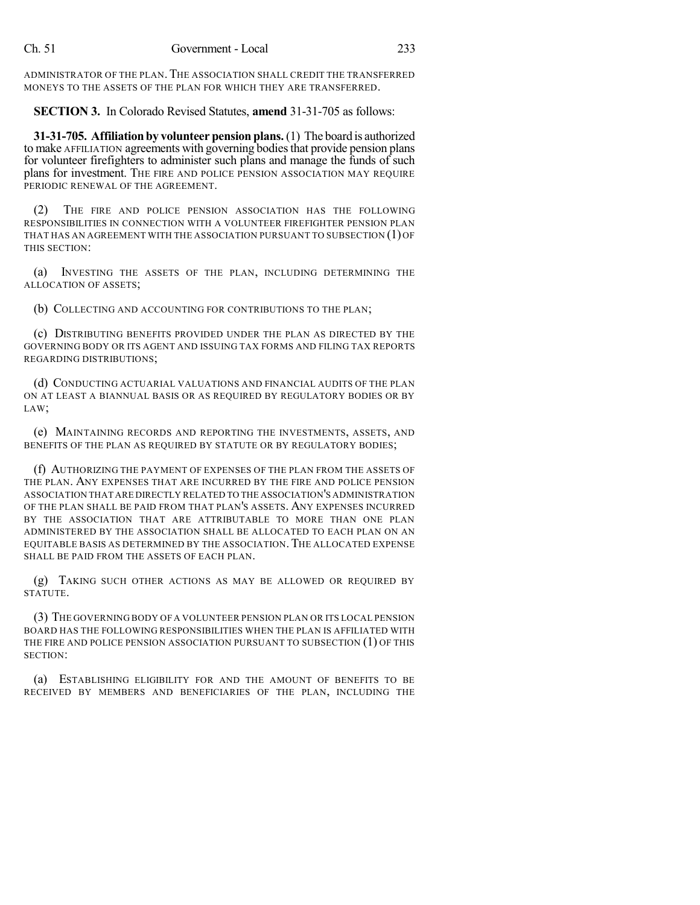ADMINISTRATOR OF THE PLAN. THE ASSOCIATION SHALL CREDIT THE TRANSFERRED MONEYS TO THE ASSETS OF THE PLAN FOR WHICH THEY ARE TRANSFERRED.

**SECTION 3.** In Colorado Revised Statutes, **amend** 31-31-705 as follows:

**31-31-705. Affiliation by volunteer pension plans.** (1) The board is authorized to make AFFILIATION agreements with governing bodies that provide pension plans for volunteer firefighters to administer such plans and manage the funds of such plans for investment. THE FIRE AND POLICE PENSION ASSOCIATION MAY REQUIRE PERIODIC RENEWAL OF THE AGREEMENT.

(2) THE FIRE AND POLICE PENSION ASSOCIATION HAS THE FOLLOWING RESPONSIBILITIES IN CONNECTION WITH A VOLUNTEER FIREFIGHTER PENSION PLAN THAT HAS AN AGREEMENT WITH THE ASSOCIATION PURSUANT TO SUBSECTION (1) OF THIS SECTION:

(a) INVESTING THE ASSETS OF THE PLAN, INCLUDING DETERMINING THE ALLOCATION OF ASSETS;

(b) COLLECTING AND ACCOUNTING FOR CONTRIBUTIONS TO THE PLAN;

(c) DISTRIBUTING BENEFITS PROVIDED UNDER THE PLAN AS DIRECTED BY THE GOVERNING BODY OR ITS AGENT AND ISSUING TAX FORMS AND FILING TAX REPORTS REGARDING DISTRIBUTIONS;

(d) CONDUCTING ACTUARIAL VALUATIONS AND FINANCIAL AUDITS OF THE PLAN ON AT LEAST A BIANNUAL BASIS OR AS REQUIRED BY REGULATORY BODIES OR BY LAW;

(e) MAINTAINING RECORDS AND REPORTING THE INVESTMENTS, ASSETS, AND BENEFITS OF THE PLAN AS REQUIRED BY STATUTE OR BY REGULATORY BODIES;

(f) AUTHORIZING THE PAYMENT OF EXPENSES OF THE PLAN FROM THE ASSETS OF THE PLAN. ANY EXPENSES THAT ARE INCURRED BY THE FIRE AND POLICE PENSION ASSOCIATION THAT ARE DIRECTLY RELATED TO THE ASSOCIATION'S ADMINISTRATION OF THE PLAN SHALL BE PAID FROM THAT PLAN'S ASSETS. ANY EXPENSES INCURRED BY THE ASSOCIATION THAT ARE ATTRIBUTABLE TO MORE THAN ONE PLAN ADMINISTERED BY THE ASSOCIATION SHALL BE ALLOCATED TO EACH PLAN ON AN EQUITABLE BASIS AS DETERMINED BY THE ASSOCIATION. THE ALLOCATED EXPENSE SHALL BE PAID FROM THE ASSETS OF EACH PLAN.

(g) TAKING SUCH OTHER ACTIONS AS MAY BE ALLOWED OR REQUIRED BY STATUTE.

(3) THE GOVERNING BODY OF A VOLUNTEER PENSION PLAN OR ITS LOCAL PENSION BOARD HAS THE FOLLOWING RESPONSIBILITIES WHEN THE PLAN IS AFFILIATED WITH THE FIRE AND POLICE PENSION ASSOCIATION PURSUANT TO SUBSECTION (1) OF THIS SECTION:

(a) ESTABLISHING ELIGIBILITY FOR AND THE AMOUNT OF BENEFITS TO BE RECEIVED BY MEMBERS AND BENEFICIARIES OF THE PLAN, INCLUDING THE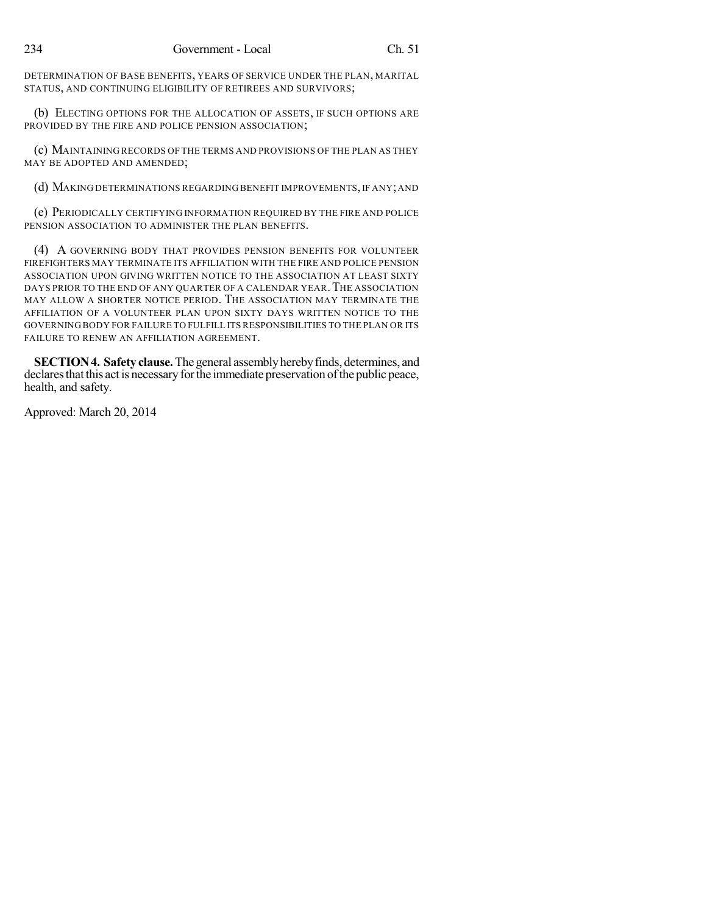DETERMINATION OF BASE BENEFITS, YEARS OF SERVICE UNDER THE PLAN, MARITAL STATUS, AND CONTINUING ELIGIBILITY OF RETIREES AND SURVIVORS;

(b) ELECTING OPTIONS FOR THE ALLOCATION OF ASSETS, IF SUCH OPTIONS ARE PROVIDED BY THE FIRE AND POLICE PENSION ASSOCIATION;

(c) MAINTAINING RECORDS OF THE TERMS AND PROVISIONS OF THE PLAN AS THEY MAY BE ADOPTED AND AMENDED;

(d) MAKING DETERMINATIONS REGARDING BENEFIT IMPROVEMENTS, IF ANY; AND

(e) PERIODICALLY CERTIFYING INFORMATION REQUIRED BY THE FIRE AND POLICE PENSION ASSOCIATION TO ADMINISTER THE PLAN BENEFITS.

(4) A GOVERNING BODY THAT PROVIDES PENSION BENEFITS FOR VOLUNTEER FIREFIGHTERS MAY TERMINATE ITS AFFILIATION WITH THE FIRE AND POLICE PENSION ASSOCIATION UPON GIVING WRITTEN NOTICE TO THE ASSOCIATION AT LEAST SIXTY DAYS PRIOR TO THE END OF ANY QUARTER OF A CALENDAR YEAR. THE ASSOCIATION MAY ALLOW A SHORTER NOTICE PERIOD. THE ASSOCIATION MAY TERMINATE THE AFFILIATION OF A VOLUNTEER PLAN UPON SIXTY DAYS WRITTEN NOTICE TO THE GOVERNING BODY FOR FAILURE TO FULFILL ITS RESPONSIBILITIES TO THE PLAN OR ITS FAILURE TO RENEW AN AFFILIATION AGREEMENT.

**SECTION 4. Safety clause.** The general assembly hereby finds, determines, and declares that this act is necessary for the immediate preservation of the public peace, health, and safety.

Approved: March 20, 2014